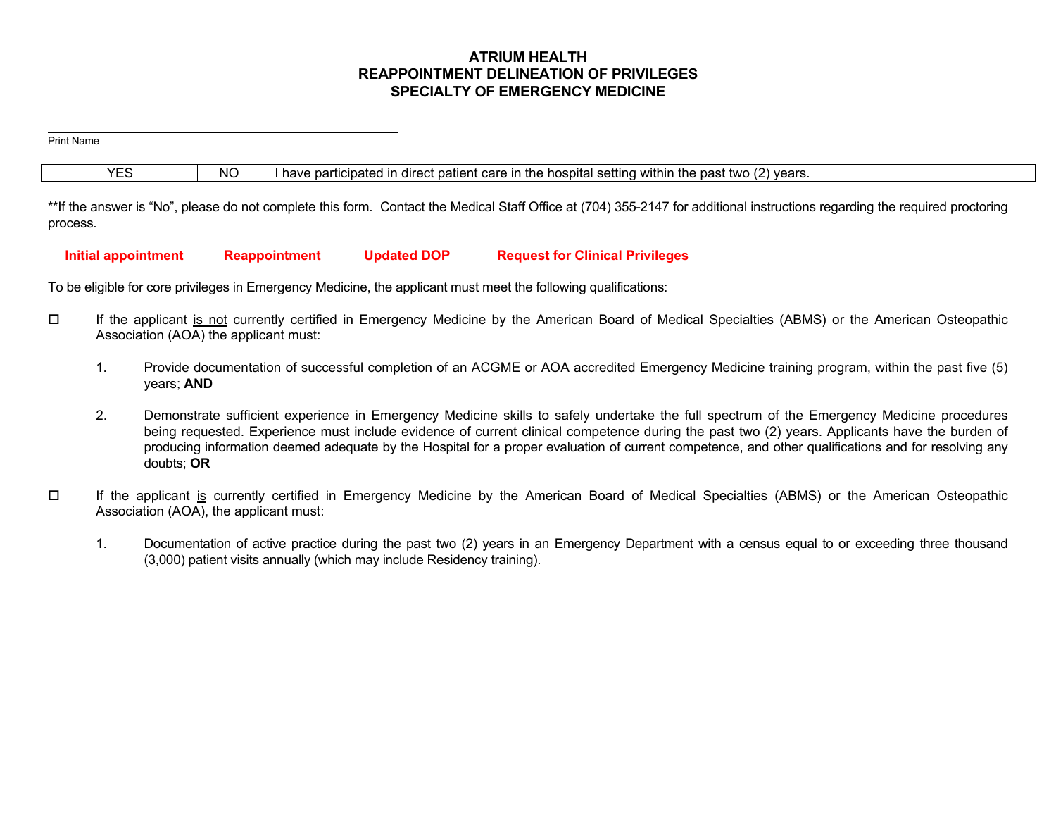# ATRIUM HEALTH
# REAPPOINTMENT DELINEATION OF PRIVILEGES
# SPECIALTY OF EMERGENCY MEDICINE

_______________________________________________
Print Name

| | YES | | NO | I have participated in direct patient care in the hospital setting within the past two (2) years. |
|---|---|---|---|---|

**If the answer is "No", please do not complete this form. Contact the Medical Staff Office at (704) 355-2147 for additional instructions regarding the required proctoring process.

**Initial appointment** **Reappointment** **Updated DOP** **Request for Clinical Privileges**

To be eligible for core privileges in Emergency Medicine, the applicant must meet the following qualifications:

☐ If the applicant is not currently certified in Emergency Medicine by the American Board of Medical Specialties (ABMS) or the American Osteopathic Association (AOA) the applicant must:

1. Provide documentation of successful completion of an ACGME or AOA accredited Emergency Medicine training program, within the past five (5) years; **AND**

2. Demonstrate sufficient experience in Emergency Medicine skills to safely undertake the full spectrum of the Emergency Medicine procedures being requested. Experience must include evidence of current clinical competence during the past two (2) years. Applicants have the burden of producing information deemed adequate by the Hospital for a proper evaluation of current competence, and other qualifications and for resolving any doubts; **OR**

☐ If the applicant is currently certified in Emergency Medicine by the American Board of Medical Specialties (ABMS) or the American Osteopathic Association (AOA), the applicant must:

1. Documentation of active practice during the past two (2) years in an Emergency Department with a census equal to or exceeding three thousand (3,000) patient visits annually (which may include Residency training).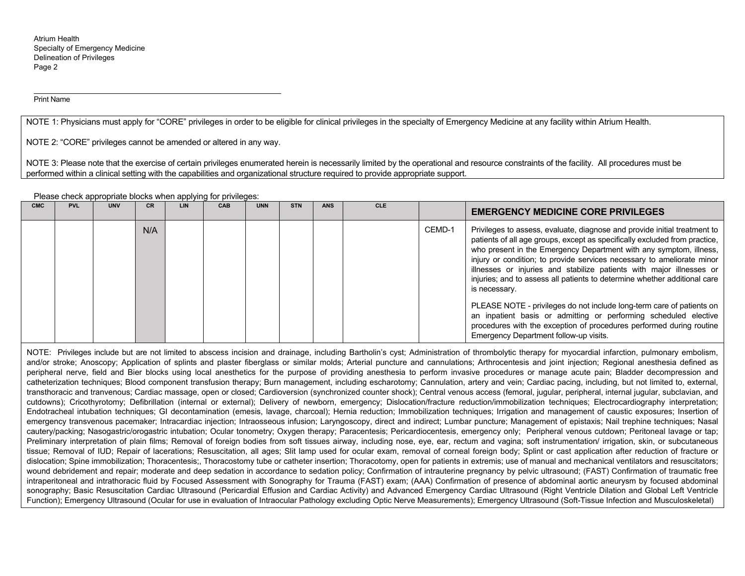Atrium Health
Specialty of Emergency Medicine
Delineation of Privileges

______________________________________________
Print Name

NOTE 1: Physicians must apply for "CORE" privileges in order to be eligible for clinical privileges in the specialty of Emergency Medicine at any facility within Atrium Health.

NOTE 2: "CORE" privileges cannot be amended or altered in any way.

NOTE 3: Please note that the exercise of certain privileges enumerated herein is necessarily limited by the operational and resource constraints of the facility. All procedures must be performed within a clinical setting with the capabilities and organizational structure required to provide appropriate support.

Please check appropriate blocks when applying for privileges:

| CMC | PVL | UNV | CR | LIN | CAB | UNN | STN | ANS | CLE | | EMERGENCY MEDICINE CORE PRIVILEGES |
|---|---|---|---|---|---|---|---|---|---|---|---|
| | | | N/A | | | | | | | CEMD-1 | Privileges to assess, evaluate, diagnose and provide initial treatment to patients of all age groups, except as specifically excluded from practice, who present in the Emergency Department with any symptom, illness, injury or condition; to provide services necessary to ameliorate minor illnesses or injuries and stabilize patients with major illnesses or injuries; and to assess all patients to determine whether additional care is necessary.<br><br>PLEASE NOTE - privileges do not include long-term care of patients on an inpatient basis or admitting or performing scheduled elective procedures with the exception of procedures performed during routine Emergency Department follow-up visits. |

NOTE: Privileges include but are not limited to abscess incision and drainage, including Bartholin's cyst; Administration of thrombolytic therapy for myocardial infarction, pulmonary embolism, and/or stroke; Anoscopy; Application of splints and plaster fiberglass or similar molds; Arterial puncture and cannulations; Arthrocentesis and joint injection; Regional anesthesia defined as peripheral nerve, field and Bier blocks using local anesthetics for the purpose of providing anesthesia to perform invasive procedures or manage acute pain; Bladder decompression and catheterization techniques; Blood component transfusion therapy; Burn management, including escharotomy; Cannulation, artery and vein; Cardiac pacing, including, but not limited to, external, transthoracic and tranvenous; Cardiac massage, open or closed; Cardioversion (synchronized counter shock); Central venous access (femoral, jugular, peripheral, internal jugular, subclavian, and cutdowns); Cricothyrotomy; Defibrillation (internal or external); Delivery of newborn, emergency; Dislocation/fracture reduction/immobilization techniques; Electrocardiography interpretation; Endotracheal intubation techniques; GI decontamination (emesis, lavage, charcoal); Hernia reduction; Immobilization techniques; Irrigation and management of caustic exposures; Insertion of emergency transvenous pacemaker; Intracardiac injection; Intraosseous infusion; Laryngoscopy, direct and indirect; Lumbar puncture; Management of epistaxis; Nail trephine techniques; Nasal cautery/packing; Nasogastric/orogastric intubation; Ocular tonometry; Oxygen therapy; Paracentesis; Pericardiocentesis, emergency only; Peripheral venous cutdown; Peritoneal lavage or tap; Preliminary interpretation of plain films; Removal of foreign bodies from soft tissues airway, including nose, eye, ear, rectum and vagina; soft instrumentation/ irrigation, skin, or subcutaneous tissue; Removal of IUD; Repair of lacerations; Resuscitation, all ages; Slit lamp used for ocular exam, removal of corneal foreign body; Splint or cast application after reduction of fracture or dislocation; Spine immobilization; Thoracentesis;, Thoracostomy tube or catheter insertion; Thoracotomy, open for patients in extremis; use of manual and mechanical ventilators and resuscitators; wound debridement and repair; moderate and deep sedation in accordance to sedation policy; Confirmation of intrauterine pregnancy by pelvic ultrasound; (FAST) Confirmation of traumatic free intraperitoneal and intrathoracic fluid by Focused Assessment with Sonography for Trauma (FAST) exam; (AAA) Confirmation of presence of abdominal aortic aneurysm by focused abdominal sonography; Basic Resuscitation Cardiac Ultrasound (Pericardial Effusion and Cardiac Activity) and Advanced Emergency Cardiac Ultrasound (Right Ventricle Dilation and Global Left Ventricle Function); Emergency Ultrasound (Ocular for use in evaluation of Intraocular Pathology excluding Optic Nerve Measurements); Emergency Ultrasound (Soft-Tissue Infection and Musculoskeletal)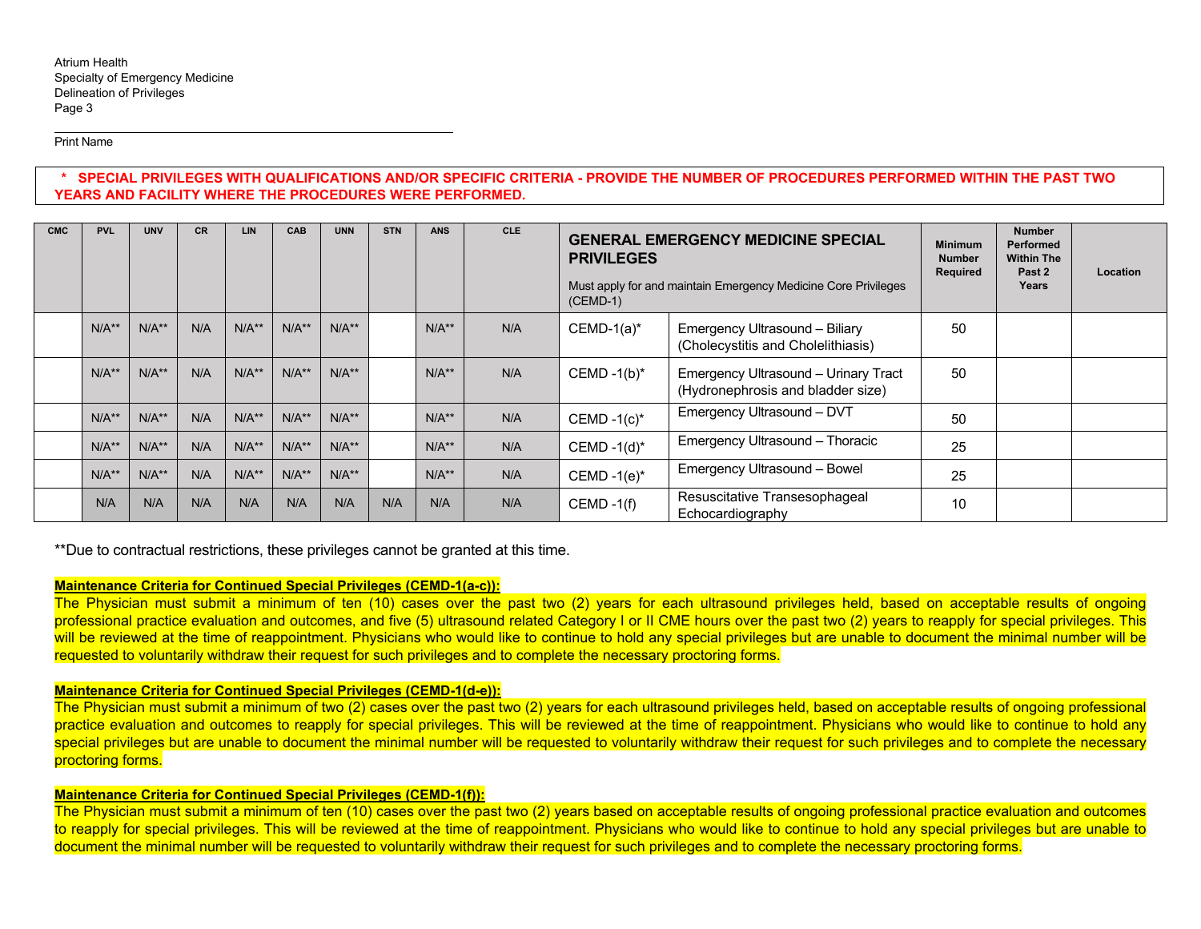Atrium Health
Specialty of Emergency Medicine
Delineation of Privileges

______________________________
Print Name

**\* SPECIAL PRIVILEGES WITH QUALIFICATIONS AND/OR SPECIFIC CRITERIA - PROVIDE THE NUMBER OF PROCEDURES PERFORMED WITHIN THE PAST TWO YEARS AND FACILITY WHERE THE PROCEDURES WERE PERFORMED.**

| CMC | PVL | UNV | CR | LIN | CAB | UNN | STN | ANS | CLE | **GENERAL EMERGENCY MEDICINE SPECIAL PRIVILEGES** Must apply for and maintain Emergency Medicine Core Privileges (CEMD-1) | | Minimum Number Required | Number Performed Within The Past 2 Years | Location |
|---|---|---|---|---|---|---|---|---|---|---|---|---|---|---|
| | N/A** | N/A** | N/A | N/A** | N/A** | N/A** | | N/A** | N/A | CEMD-1(a)* | Emergency Ultrasound – Biliary (Cholecystitis and Cholelithiasis) | 50 | | |
| | N/A** | N/A** | N/A | N/A** | N/A** | N/A** | | N/A** | N/A | CEMD -1(b)* | Emergency Ultrasound – Urinary Tract (Hydronephrosis and bladder size) | 50 | | |
| | N/A** | N/A** | N/A | N/A** | N/A** | N/A** | | N/A** | N/A | CEMD -1(c)* | Emergency Ultrasound – DVT | 50 | | |
| | N/A** | N/A** | N/A | N/A** | N/A** | N/A** | | N/A** | N/A | CEMD -1(d)* | Emergency Ultrasound – Thoracic | 25 | | |
| | N/A** | N/A** | N/A | N/A** | N/A** | N/A** | | N/A** | N/A | CEMD -1(e)* | Emergency Ultrasound – Bowel | 25 | | |
| | N/A | N/A | N/A | N/A | N/A | N/A | N/A | N/A | N/A | CEMD -1(f) | Resuscitative Transesophageal Echocardiography | 10 | | |

**Due to contractual restrictions, these privileges cannot be granted at this time.

**Maintenance Criteria for Continued Special Privileges (CEMD-1(a-c)):**

The Physician must submit a minimum of ten (10) cases over the past two (2) years for each ultrasound privileges held, based on acceptable results of ongoing professional practice evaluation and outcomes, and five (5) ultrasound related Category I or II CME hours over the past two (2) years to reapply for special privileges. This will be reviewed at the time of reappointment. Physicians who would like to continue to hold any special privileges but are unable to document the minimal number will be requested to voluntarily withdraw their request for such privileges and to complete the necessary proctoring forms.

**Maintenance Criteria for Continued Special Privileges (CEMD-1(d-e)):**

The Physician must submit a minimum of two (2) cases over the past two (2) years for each ultrasound privileges held, based on acceptable results of ongoing professional practice evaluation and outcomes to reapply for special privileges. This will be reviewed at the time of reappointment. Physicians who would like to continue to hold any special privileges but are unable to document the minimal number will be requested to voluntarily withdraw their request for such privileges and to complete the necessary proctoring forms.

**Maintenance Criteria for Continued Special Privileges (CEMD-1(f)):**

The Physician must submit a minimum of ten (10) cases over the past two (2) years based on acceptable results of ongoing professional practice evaluation and outcomes to reapply for special privileges. This will be reviewed at the time of reappointment. Physicians who would like to continue to hold any special privileges but are unable to document the minimal number will be requested to voluntarily withdraw their request for such privileges and to complete the necessary proctoring forms.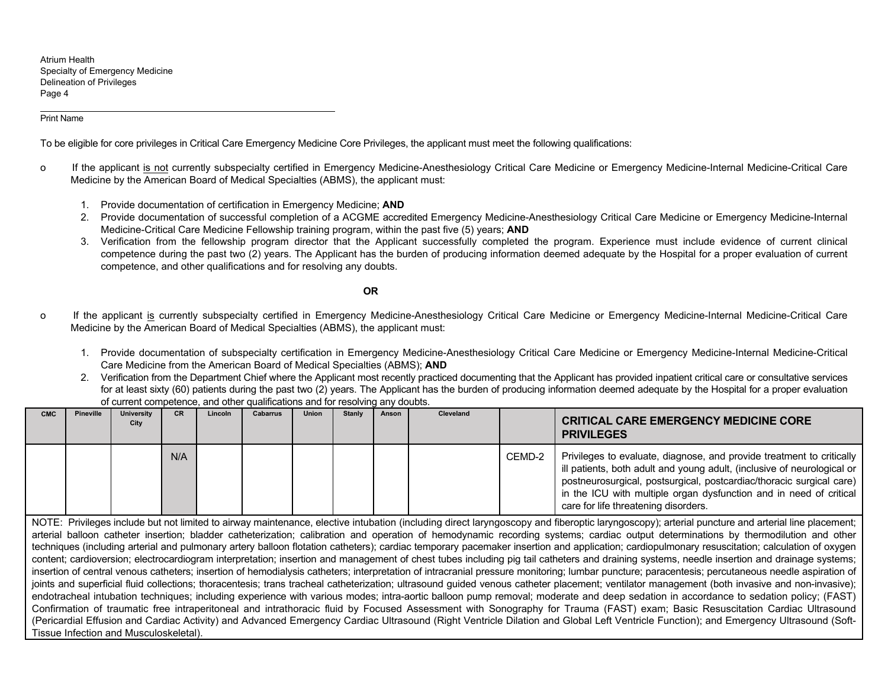Print Name

To be eligible for core privileges in Critical Care Emergency Medicine Core Privileges, the applicant must meet the following qualifications:

- If the applicant is not currently subspecialty certified in Emergency Medicine-Anesthesiology Critical Care Medicine or Emergency Medicine-Internal Medicine-Critical Care Medicine by the American Board of Medical Specialties (ABMS), the applicant must:

    1. Provide documentation of certification in Emergency Medicine; **AND**
    2. Provide documentation of successful completion of a ACGME accredited Emergency Medicine-Anesthesiology Critical Care Medicine or Emergency Medicine-Internal Medicine-Critical Care Medicine Fellowship training program, within the past five (5) years; **AND**
    3. Verification from the fellowship program director that the Applicant successfully completed the program. Experience must include evidence of current clinical competence during the past two (2) years. The Applicant has the burden of producing information deemed adequate by the Hospital for a proper evaluation of current competence, and other qualifications and for resolving any doubts.

**OR**

- If the applicant is currently subspecialty certified in Emergency Medicine-Anesthesiology Critical Care Medicine or Emergency Medicine-Internal Medicine-Critical Care Medicine by the American Board of Medical Specialties (ABMS), the applicant must:

    1. Provide documentation of subspecialty certification in Emergency Medicine-Anesthesiology Critical Care Medicine or Emergency Medicine-Internal Medicine-Critical Care Medicine from the American Board of Medical Specialties (ABMS); **AND**
    2. Verification from the Department Chief where the Applicant most recently practiced documenting that the Applicant has provided inpatient critical care or consultative services for at least sixty (60) patients during the past two (2) years. The Applicant has the burden of producing information deemed adequate by the Hospital for a proper evaluation of current competence, and other qualifications and for resolving any doubts.

| CMC | Pineville | University City | CR | Lincoln | Cabarrus | Union | Stanly | Anson | Cleveland | | **CRITICAL CARE EMERGENCY MEDICINE CORE PRIVILEGES** |
|---|---|---|---|---|---|---|---|---|---|---|---|
| | | | N/A | | | | | | | CEMD-2 | Privileges to evaluate, diagnose, and provide treatment to critically ill patients, both adult and young adult, (inclusive of neurological or postneurosurgical, postsurgical, postcardiac/thoracic surgical care) in the ICU with multiple organ dysfunction and in need of critical care for life threatening disorders. |

NOTE: Privileges include but not limited to airway maintenance, elective intubation (including direct laryngoscopy and fiberoptic laryngoscopy); arterial puncture and arterial line placement; arterial balloon catheter insertion; bladder catheterization; calibration and operation of hemodynamic recording systems; cardiac output determinations by thermodilution and other techniques (including arterial and pulmonary artery balloon flotation catheters); cardiac temporary pacemaker insertion and application; cardiopulmonary resuscitation; calculation of oxygen content; cardioversion; electrocardiogram interpretation; insertion and management of chest tubes including pig tail catheters and draining systems, needle insertion and drainage systems; insertion of central venous catheters; insertion of hemodialysis catheters; interpretation of intracranial pressure monitoring; lumbar puncture; paracentesis; percutaneous needle aspiration of joints and superficial fluid collections; thoracentesis; trans tracheal catheterization; ultrasound guided venous catheter placement; ventilator management (both invasive and non-invasive); endotracheal intubation techniques; including experience with various modes; intra-aortic balloon pump removal; moderate and deep sedation in accordance to sedation policy; (FAST) Confirmation of traumatic free intraperitoneal and intrathoracic fluid by Focused Assessment with Sonography for Trauma (FAST) exam; Basic Resuscitation Cardiac Ultrasound (Pericardial Effusion and Cardiac Activity) and Advanced Emergency Cardiac Ultrasound (Right Ventricle Dilation and Global Left Ventricle Function); and Emergency Ultrasound (Soft-Tissue Infection and Musculoskeletal).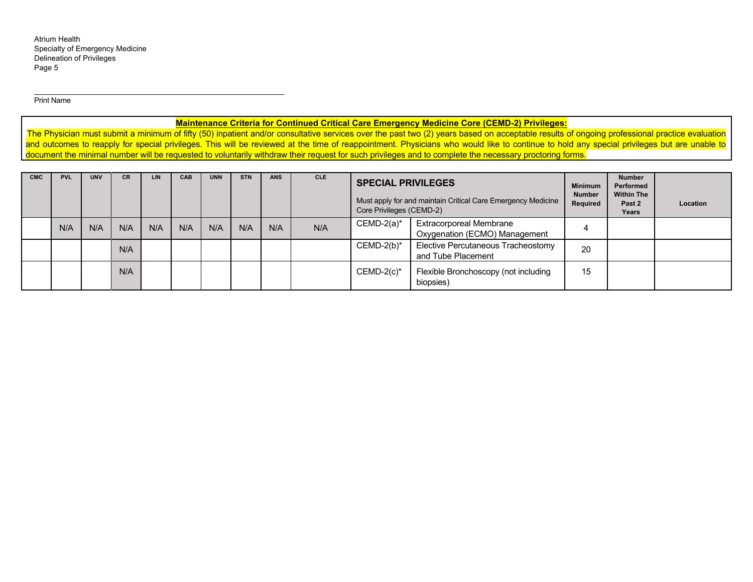Print Name

**Maintenance Criteria for Continued Critical Care Emergency Medicine Core (CEMD-2) Privileges:**

The Physician must submit a minimum of fifty (50) inpatient and/or consultative services over the past two (2) years based on acceptable results of ongoing professional practice evaluation and outcomes to reapply for special privileges. This will be reviewed at the time of reappointment. Physicians who would like to continue to hold any special privileges but are unable to document the minimal number will be requested to voluntarily withdraw their request for such privileges and to complete the necessary proctoring forms.

| CMC | PVL | UNV | CR | LIN | CAB | UNN | STN | ANS | CLE | **SPECIAL PRIVILEGES** Must apply for and maintain Critical Care Emergency Medicine Core Privileges (CEMD-2) | | Minimum Number Required | Number Performed Within The Past 2 Years | Location |
|---|---|---|---|---|---|---|---|---|---|---|---|---|---|---|
| | N/A | N/A | N/A | N/A | N/A | N/A | N/A | N/A | N/A | CEMD-2(a)* | Extracorporeal Membrane Oxygenation (ECMO) Management | 4 | | |
| | | | N/A | | | | | | | CEMD-2(b)* | Elective Percutaneous Tracheostomy and Tube Placement | 20 | | |
| | | | N/A | | | | | | | CEMD-2(c)* | Flexible Bronchoscopy (not including biopsies) | 15 | | |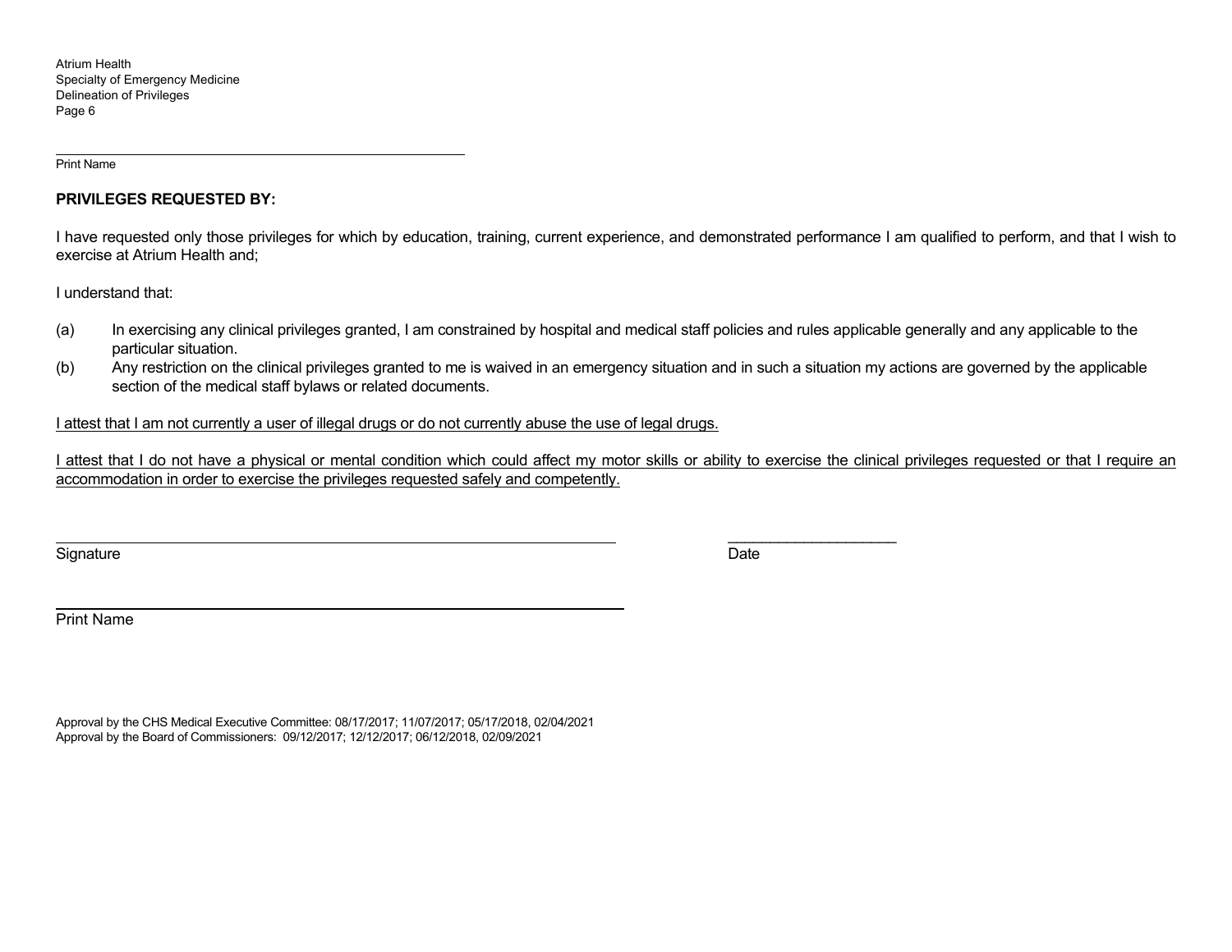______________________________________________________

Print Name

**PRIVILEGES REQUESTED BY:**

I have requested only those privileges for which by education, training, current experience, and demonstrated performance I am qualified to perform, and that I wish to exercise at Atrium Health and;

I understand that:

(a) In exercising any clinical privileges granted, I am constrained by hospital and medical staff policies and rules applicable generally and any applicable to the particular situation.

(b) Any restriction on the clinical privileges granted to me is waived in an emergency situation and in such a situation my actions are governed by the applicable section of the medical staff bylaws or related documents.

<u>I attest that I am not currently a user of illegal drugs or do not currently abuse the use of legal drugs.</u>

<u>I attest that I do not have a physical or mental condition which could affect my motor skills or ability to exercise the clinical privileges requested or that I require an accommodation in order to exercise the privileges requested safely and competently.</u>

______________________________________________________ ____________________

Signature Date

______________________________________________________

Print Name

Approval by the CHS Medical Executive Committee: 08/17/2017; 11/07/2017; 05/17/2018, 02/04/2021
Approval by the Board of Commissioners: 09/12/2017; 12/12/2017; 06/12/2018, 02/09/2021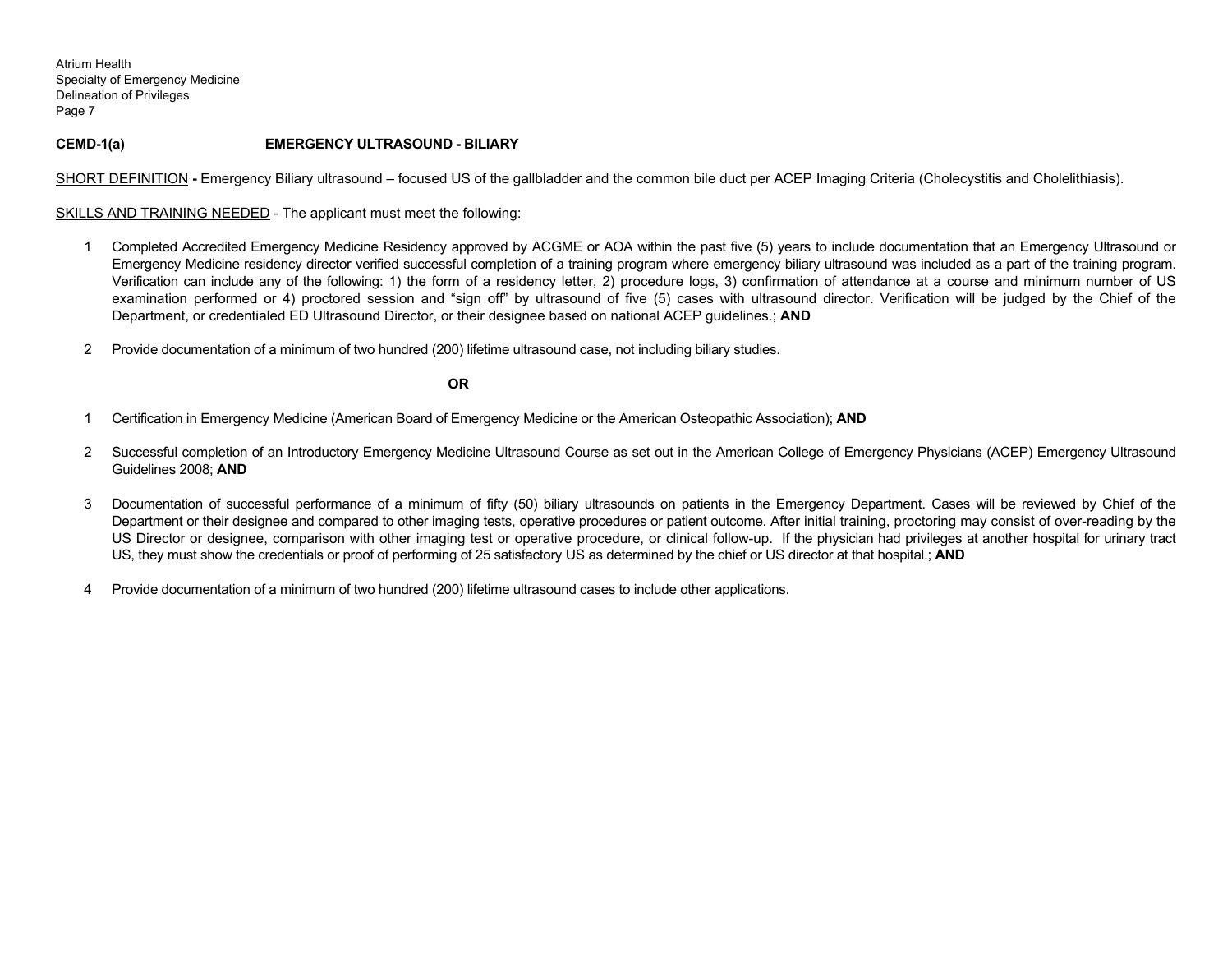**CEMD-1(a) EMERGENCY ULTRASOUND - BILIARY**

<u>SHORT DEFINITION</u> **-** Emergency Biliary ultrasound – focused US of the gallbladder and the common bile duct per ACEP Imaging Criteria (Cholecystitis and Cholelithiasis).

<u>SKILLS AND TRAINING NEEDED</u> - The applicant must meet the following:

1 Completed Accredited Emergency Medicine Residency approved by ACGME or AOA within the past five (5) years to include documentation that an Emergency Ultrasound or Emergency Medicine residency director verified successful completion of a training program where emergency biliary ultrasound was included as a part of the training program. Verification can include any of the following: 1) the form of a residency letter, 2) procedure logs, 3) confirmation of attendance at a course and minimum number of US examination performed or 4) proctored session and "sign off" by ultrasound of five (5) cases with ultrasound director. Verification will be judged by the Chief of the Department, or credentialed ED Ultrasound Director, or their designee based on national ACEP guidelines.; **AND**

2 Provide documentation of a minimum of two hundred (200) lifetime ultrasound case, not including biliary studies.

**OR**

1 Certification in Emergency Medicine (American Board of Emergency Medicine or the American Osteopathic Association); **AND**

2 Successful completion of an Introductory Emergency Medicine Ultrasound Course as set out in the American College of Emergency Physicians (ACEP) Emergency Ultrasound Guidelines 2008; **AND**

3 Documentation of successful performance of a minimum of fifty (50) biliary ultrasounds on patients in the Emergency Department. Cases will be reviewed by Chief of the Department or their designee and compared to other imaging tests, operative procedures or patient outcome. After initial training, proctoring may consist of over-reading by the US Director or designee, comparison with other imaging test or operative procedure, or clinical follow-up. If the physician had privileges at another hospital for urinary tract US, they must show the credentials or proof of performing of 25 satisfactory US as determined by the chief or US director at that hospital.; **AND**

4 Provide documentation of a minimum of two hundred (200) lifetime ultrasound cases to include other applications.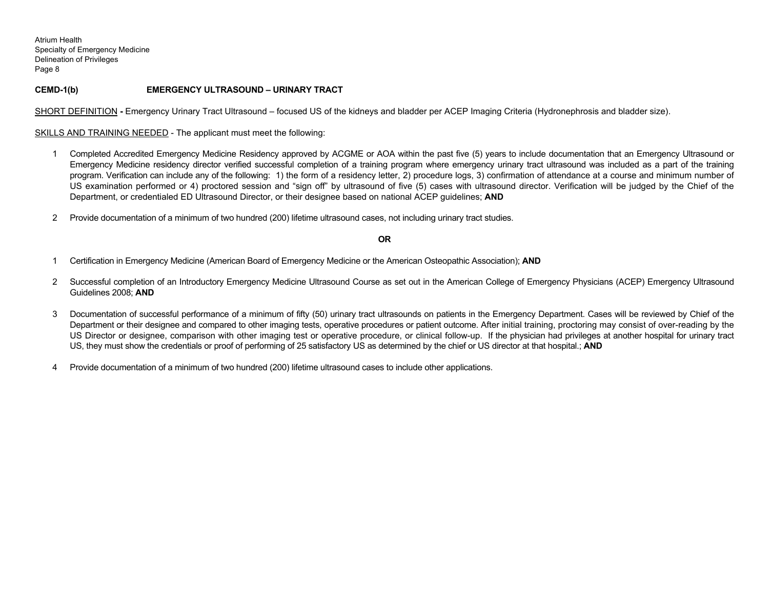**CEMD-1(b) EMERGENCY ULTRASOUND – URINARY TRACT**

SHORT DEFINITION **-** Emergency Urinary Tract Ultrasound – focused US of the kidneys and bladder per ACEP Imaging Criteria (Hydronephrosis and bladder size).

SKILLS AND TRAINING NEEDED - The applicant must meet the following:

1. Completed Accredited Emergency Medicine Residency approved by ACGME or AOA within the past five (5) years to include documentation that an Emergency Ultrasound or Emergency Medicine residency director verified successful completion of a training program where emergency urinary tract ultrasound was included as a part of the training program. Verification can include any of the following: 1) the form of a residency letter, 2) procedure logs, 3) confirmation of attendance at a course and minimum number of US examination performed or 4) proctored session and "sign off" by ultrasound of five (5) cases with ultrasound director. Verification will be judged by the Chief of the Department, or credentialed ED Ultrasound Director, or their designee based on national ACEP guidelines; **AND**

2. Provide documentation of a minimum of two hundred (200) lifetime ultrasound cases, not including urinary tract studies.

**OR**

1. Certification in Emergency Medicine (American Board of Emergency Medicine or the American Osteopathic Association); **AND**

2. Successful completion of an Introductory Emergency Medicine Ultrasound Course as set out in the American College of Emergency Physicians (ACEP) Emergency Ultrasound Guidelines 2008; **AND**

3. Documentation of successful performance of a minimum of fifty (50) urinary tract ultrasounds on patients in the Emergency Department. Cases will be reviewed by Chief of the Department or their designee and compared to other imaging tests, operative procedures or patient outcome. After initial training, proctoring may consist of over-reading by the US Director or designee, comparison with other imaging test or operative procedure, or clinical follow-up. If the physician had privileges at another hospital for urinary tract US, they must show the credentials or proof of performing of 25 satisfactory US as determined by the chief or US director at that hospital.; **AND**

4. Provide documentation of a minimum of two hundred (200) lifetime ultrasound cases to include other applications.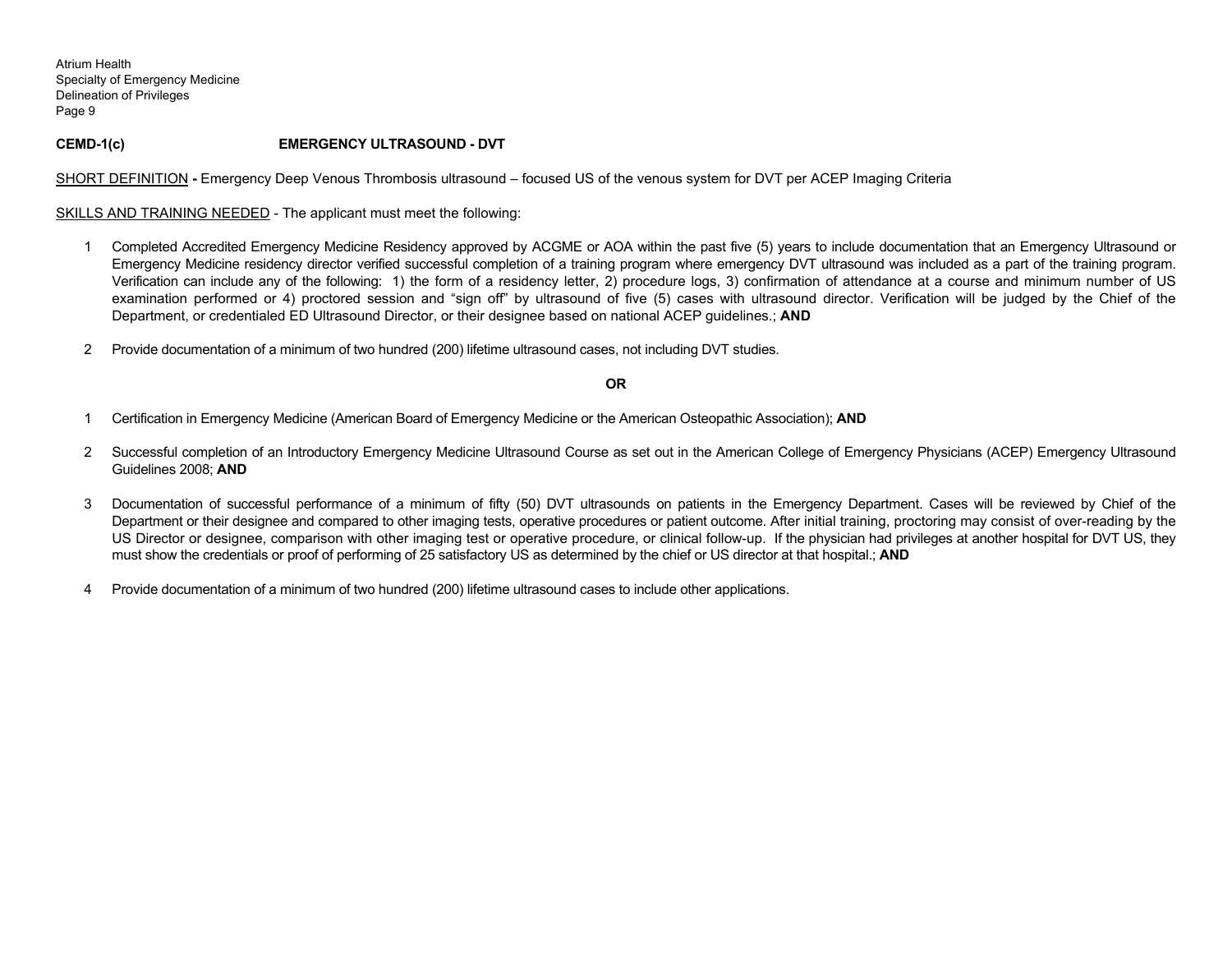**CEMD-1(c) EMERGENCY ULTRASOUND - DVT**

SHORT DEFINITION **-** Emergency Deep Venous Thrombosis ultrasound – focused US of the venous system for DVT per ACEP Imaging Criteria

SKILLS AND TRAINING NEEDED - The applicant must meet the following:

1. Completed Accredited Emergency Medicine Residency approved by ACGME or AOA within the past five (5) years to include documentation that an Emergency Ultrasound or Emergency Medicine residency director verified successful completion of a training program where emergency DVT ultrasound was included as a part of the training program. Verification can include any of the following: 1) the form of a residency letter, 2) procedure logs, 3) confirmation of attendance at a course and minimum number of US examination performed or 4) proctored session and "sign off" by ultrasound of five (5) cases with ultrasound director. Verification will be judged by the Chief of the Department, or credentialed ED Ultrasound Director, or their designee based on national ACEP guidelines.; **AND**

2. Provide documentation of a minimum of two hundred (200) lifetime ultrasound cases, not including DVT studies.

**OR**

1. Certification in Emergency Medicine (American Board of Emergency Medicine or the American Osteopathic Association); **AND**

2. Successful completion of an Introductory Emergency Medicine Ultrasound Course as set out in the American College of Emergency Physicians (ACEP) Emergency Ultrasound Guidelines 2008; **AND**

3. Documentation of successful performance of a minimum of fifty (50) DVT ultrasounds on patients in the Emergency Department. Cases will be reviewed by Chief of the Department or their designee and compared to other imaging tests, operative procedures or patient outcome. After initial training, proctoring may consist of over-reading by the US Director or designee, comparison with other imaging test or operative procedure, or clinical follow-up. If the physician had privileges at another hospital for DVT US, they must show the credentials or proof of performing of 25 satisfactory US as determined by the chief or US director at that hospital.; **AND**

4. Provide documentation of a minimum of two hundred (200) lifetime ultrasound cases to include other applications.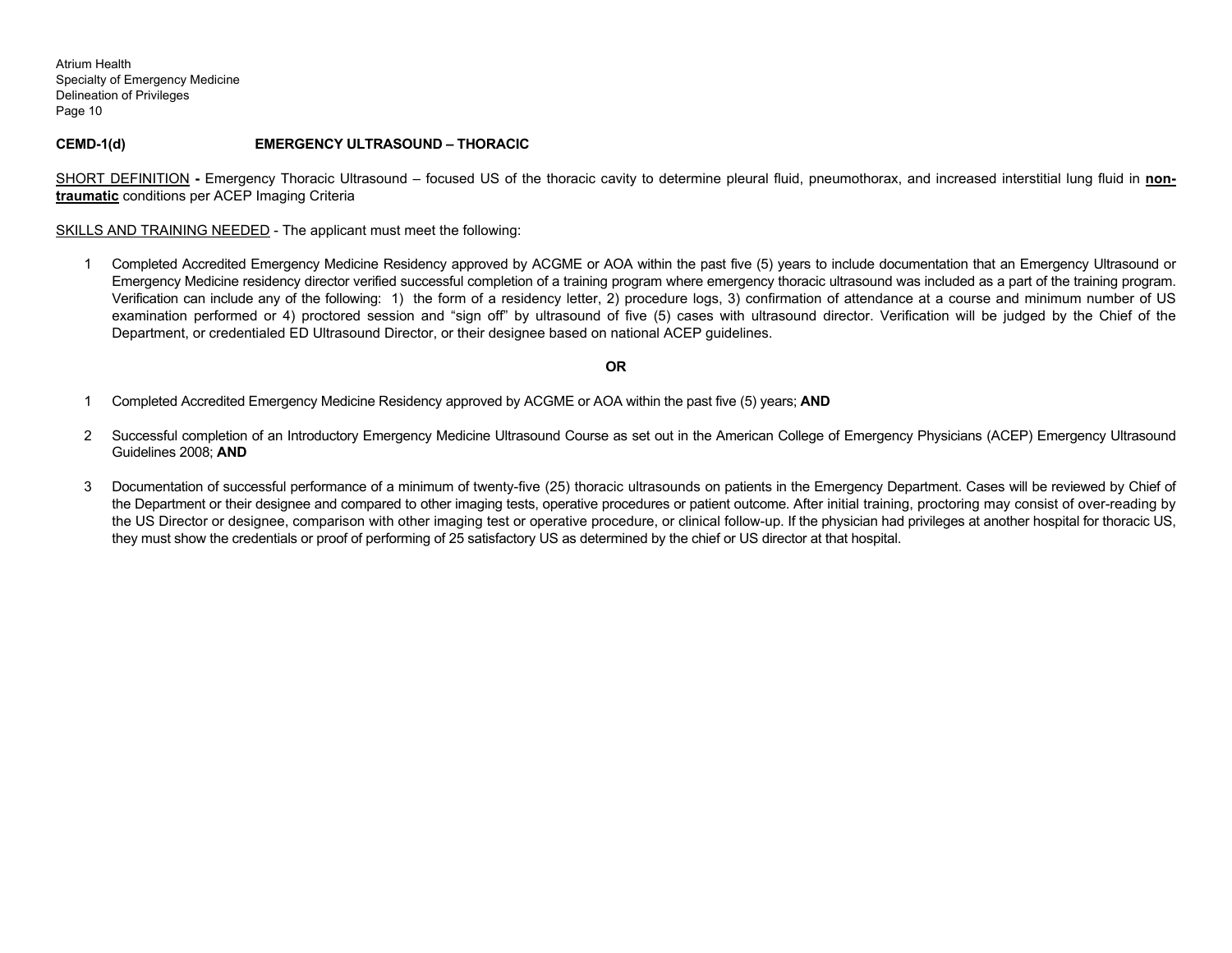**CEMD-1(d) EMERGENCY ULTRASOUND – THORACIC**

SHORT DEFINITION **-** Emergency Thoracic Ultrasound – focused US of the thoracic cavity to determine pleural fluid, pneumothorax, and increased interstitial lung fluid in **non-traumatic** conditions per ACEP Imaging Criteria

SKILLS AND TRAINING NEEDED - The applicant must meet the following:

1 Completed Accredited Emergency Medicine Residency approved by ACGME or AOA within the past five (5) years to include documentation that an Emergency Ultrasound or Emergency Medicine residency director verified successful completion of a training program where emergency thoracic ultrasound was included as a part of the training program. Verification can include any of the following: 1) the form of a residency letter, 2) procedure logs, 3) confirmation of attendance at a course and minimum number of US examination performed or 4) proctored session and "sign off" by ultrasound of five (5) cases with ultrasound director. Verification will be judged by the Chief of the Department, or credentialed ED Ultrasound Director, or their designee based on national ACEP guidelines.

**OR**

1 Completed Accredited Emergency Medicine Residency approved by ACGME or AOA within the past five (5) years; **AND**

2 Successful completion of an Introductory Emergency Medicine Ultrasound Course as set out in the American College of Emergency Physicians (ACEP) Emergency Ultrasound Guidelines 2008; **AND**

3 Documentation of successful performance of a minimum of twenty-five (25) thoracic ultrasounds on patients in the Emergency Department. Cases will be reviewed by Chief of the Department or their designee and compared to other imaging tests, operative procedures or patient outcome. After initial training, proctoring may consist of over-reading by the US Director or designee, comparison with other imaging test or operative procedure, or clinical follow-up. If the physician had privileges at another hospital for thoracic US, they must show the credentials or proof of performing of 25 satisfactory US as determined by the chief or US director at that hospital.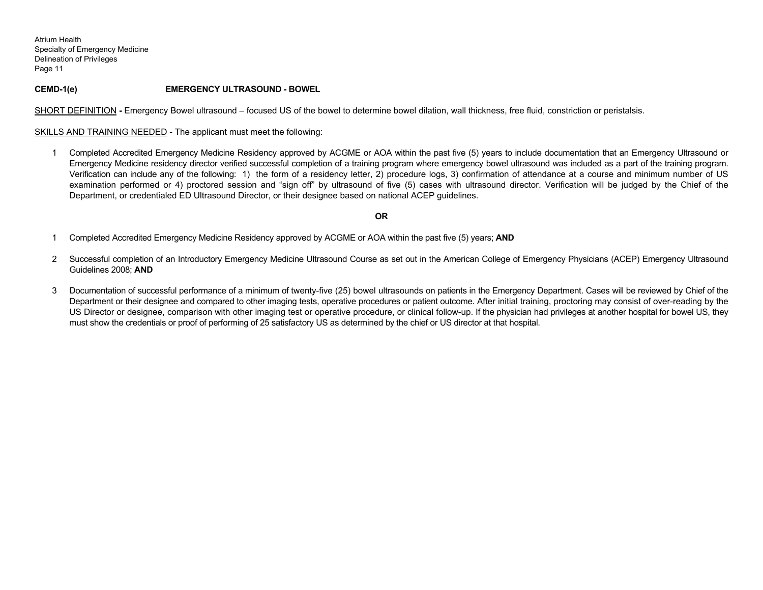**CEMD-1(e) EMERGENCY ULTRASOUND - BOWEL**

SHORT DEFINITION **-** Emergency Bowel ultrasound – focused US of the bowel to determine bowel dilation, wall thickness, free fluid, constriction or peristalsis.

SKILLS AND TRAINING NEEDED - The applicant must meet the following:

1 Completed Accredited Emergency Medicine Residency approved by ACGME or AOA within the past five (5) years to include documentation that an Emergency Ultrasound or Emergency Medicine residency director verified successful completion of a training program where emergency bowel ultrasound was included as a part of the training program. Verification can include any of the following: 1) the form of a residency letter, 2) procedure logs, 3) confirmation of attendance at a course and minimum number of US examination performed or 4) proctored session and "sign off" by ultrasound of five (5) cases with ultrasound director. Verification will be judged by the Chief of the Department, or credentialed ED Ultrasound Director, or their designee based on national ACEP guidelines.

**OR**

1 Completed Accredited Emergency Medicine Residency approved by ACGME or AOA within the past five (5) years; **AND**

2 Successful completion of an Introductory Emergency Medicine Ultrasound Course as set out in the American College of Emergency Physicians (ACEP) Emergency Ultrasound Guidelines 2008; **AND**

3 Documentation of successful performance of a minimum of twenty-five (25) bowel ultrasounds on patients in the Emergency Department. Cases will be reviewed by Chief of the Department or their designee and compared to other imaging tests, operative procedures or patient outcome. After initial training, proctoring may consist of over-reading by the US Director or designee, comparison with other imaging test or operative procedure, or clinical follow-up. If the physician had privileges at another hospital for bowel US, they must show the credentials or proof of performing of 25 satisfactory US as determined by the chief or US director at that hospital.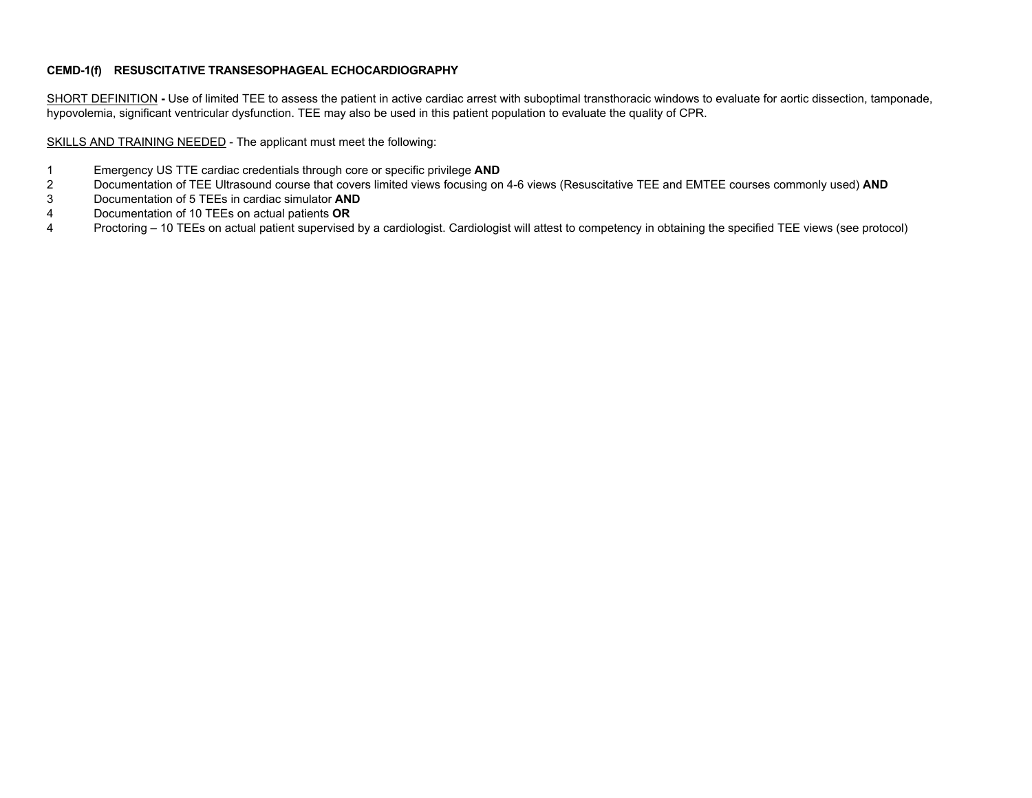**CEMD-1(f) RESUSCITATIVE TRANSESOPHAGEAL ECHOCARDIOGRAPHY**

SHORT DEFINITION **-** Use of limited TEE to assess the patient in active cardiac arrest with suboptimal transthoracic windows to evaluate for aortic dissection, tamponade, hypovolemia, significant ventricular dysfunction. TEE may also be used in this patient population to evaluate the quality of CPR.

SKILLS AND TRAINING NEEDED - The applicant must meet the following:

1 Emergency US TTE cardiac credentials through core or specific privilege **AND**
2 Documentation of TEE Ultrasound course that covers limited views focusing on 4-6 views (Resuscitative TEE and EMTEE courses commonly used) **AND**
3 Documentation of 5 TEEs in cardiac simulator **AND**
4 Documentation of 10 TEEs on actual patients **OR**
4 Proctoring – 10 TEEs on actual patient supervised by a cardiologist. Cardiologist will attest to competency in obtaining the specified TEE views (see protocol)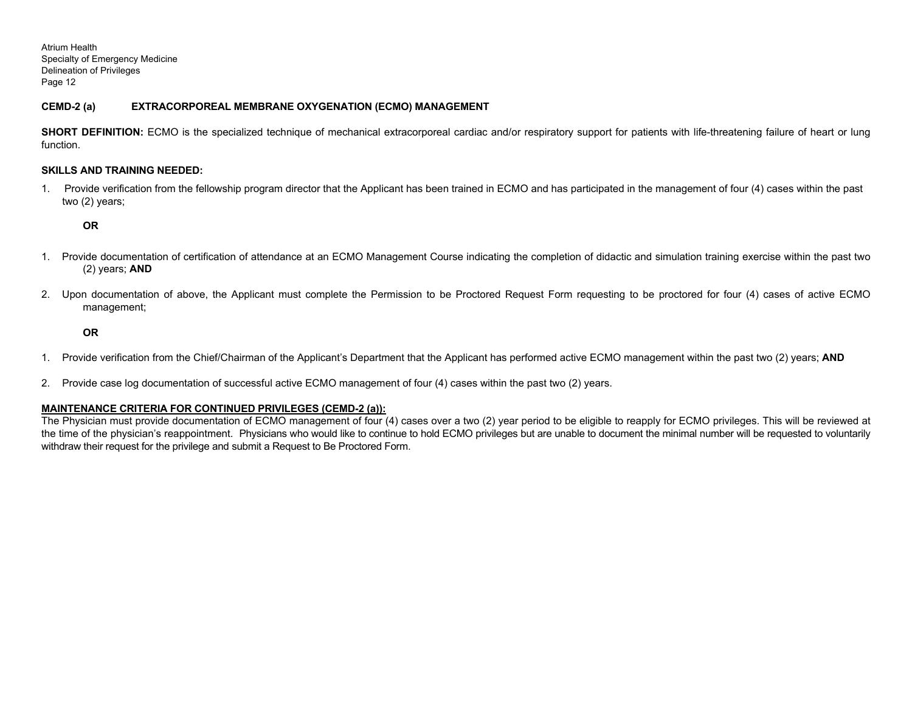**CEMD-2 (a) EXTRACORPOREAL MEMBRANE OXYGENATION (ECMO) MANAGEMENT**

**SHORT DEFINITION:** ECMO is the specialized technique of mechanical extracorporeal cardiac and/or respiratory support for patients with life-threatening failure of heart or lung function.

**SKILLS AND TRAINING NEEDED:**

1. Provide verification from the fellowship program director that the Applicant has been trained in ECMO and has participated in the management of four (4) cases within the past two (2) years;

**OR**

1. Provide documentation of certification of attendance at an ECMO Management Course indicating the completion of didactic and simulation training exercise within the past two (2) years; **AND**

2. Upon documentation of above, the Applicant must complete the Permission to be Proctored Request Form requesting to be proctored for four (4) cases of active ECMO management;

**OR**

1. Provide verification from the Chief/Chairman of the Applicant's Department that the Applicant has performed active ECMO management within the past two (2) years; **AND**

2. Provide case log documentation of successful active ECMO management of four (4) cases within the past two (2) years.

**MAINTENANCE CRITERIA FOR CONTINUED PRIVILEGES (CEMD-2 (a)):**

The Physician must provide documentation of ECMO management of four (4) cases over a two (2) year period to be eligible to reapply for ECMO privileges. This will be reviewed at the time of the physician's reappointment. Physicians who would like to continue to hold ECMO privileges but are unable to document the minimal number will be requested to voluntarily withdraw their request for the privilege and submit a Request to Be Proctored Form.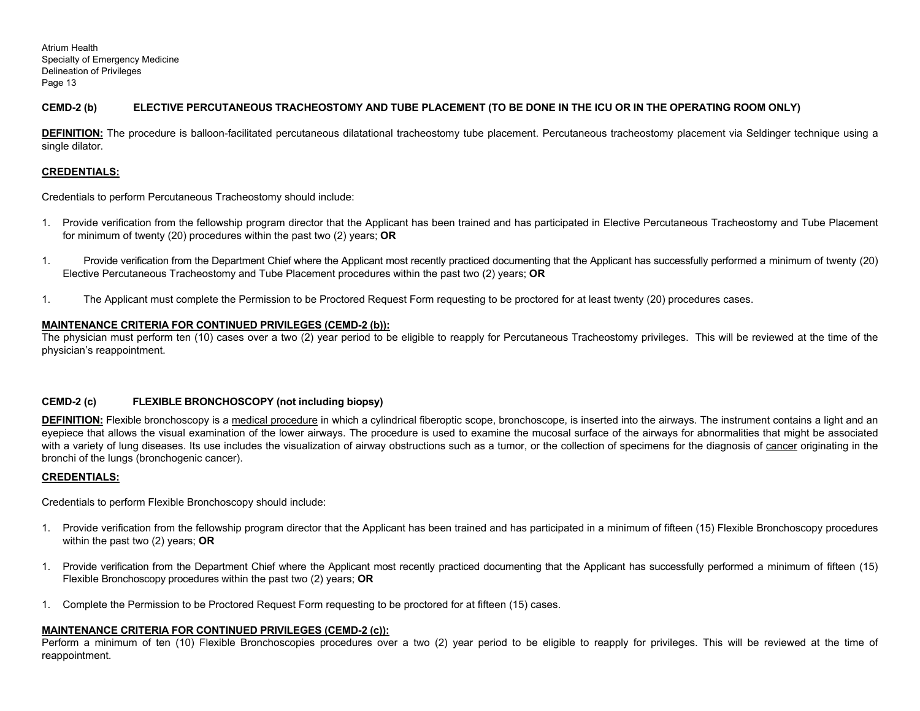**CEMD-2 (b) ELECTIVE PERCUTANEOUS TRACHEOSTOMY AND TUBE PLACEMENT (TO BE DONE IN THE ICU OR IN THE OPERATING ROOM ONLY)**

**DEFINITION:** The procedure is balloon-facilitated percutaneous dilatational tracheostomy tube placement. Percutaneous tracheostomy placement via Seldinger technique using a single dilator.

**CREDENTIALS:**

Credentials to perform Percutaneous Tracheostomy should include:

1. Provide verification from the fellowship program director that the Applicant has been trained and has participated in Elective Percutaneous Tracheostomy and Tube Placement for minimum of twenty (20) procedures within the past two (2) years; **OR**

1. Provide verification from the Department Chief where the Applicant most recently practiced documenting that the Applicant has successfully performed a minimum of twenty (20) Elective Percutaneous Tracheostomy and Tube Placement procedures within the past two (2) years; **OR**

1. The Applicant must complete the Permission to be Proctored Request Form requesting to be proctored for at least twenty (20) procedures cases.

**MAINTENANCE CRITERIA FOR CONTINUED PRIVILEGES (CEMD-2 (b)):**
The physician must perform ten (10) cases over a two (2) year period to be eligible to reapply for Percutaneous Tracheostomy privileges. This will be reviewed at the time of the physician's reappointment.

**CEMD-2 (c) FLEXIBLE BRONCHOSCOPY (not including biopsy)**

**DEFINITION:** Flexible bronchoscopy is a medical procedure in which a cylindrical fiberoptic scope, bronchoscope, is inserted into the airways. The instrument contains a light and an eyepiece that allows the visual examination of the lower airways. The procedure is used to examine the mucosal surface of the airways for abnormalities that might be associated with a variety of lung diseases. Its use includes the visualization of airway obstructions such as a tumor, or the collection of specimens for the diagnosis of cancer originating in the bronchi of the lungs (bronchogenic cancer).

**CREDENTIALS:**

Credentials to perform Flexible Bronchoscopy should include:

1. Provide verification from the fellowship program director that the Applicant has been trained and has participated in a minimum of fifteen (15) Flexible Bronchoscopy procedures within the past two (2) years; **OR**

1. Provide verification from the Department Chief where the Applicant most recently practiced documenting that the Applicant has successfully performed a minimum of fifteen (15) Flexible Bronchoscopy procedures within the past two (2) years; **OR**

1. Complete the Permission to be Proctored Request Form requesting to be proctored for at fifteen (15) cases.

**MAINTENANCE CRITERIA FOR CONTINUED PRIVILEGES (CEMD-2 (c)):**
Perform a minimum of ten (10) Flexible Bronchoscopies procedures over a two (2) year period to be eligible to reapply for privileges. This will be reviewed at the time of reappointment.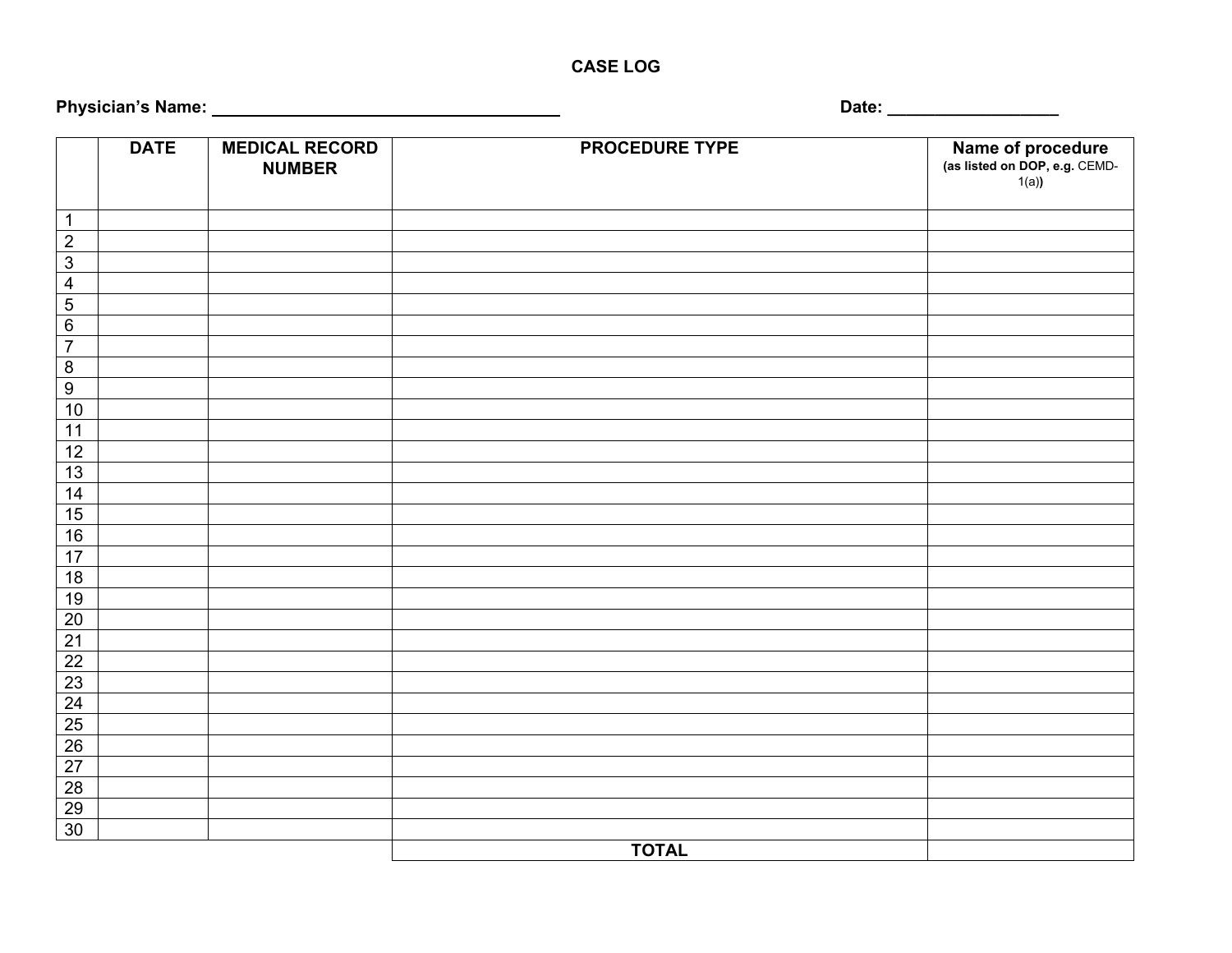# CASE LOG

**Physician's Name:** ___________________________________ **Date:** __________________

| | DATE | MEDICAL RECORD NUMBER | PROCEDURE TYPE | Name of procedure (as listed on DOP, e.g. CEMD-1(a)) |
|---|---|---|---|---|
| 1 | | | | |
| 2 | | | | |
| 3 | | | | |
| 4 | | | | |
| 5 | | | | |
| 6 | | | | |
| 7 | | | | |
| 8 | | | | |
| 9 | | | | |
| 10 | | | | |
| 11 | | | | |
| 12 | | | | |
| 13 | | | | |
| 14 | | | | |
| 15 | | | | |
| 16 | | | | |
| 17 | | | | |
| 18 | | | | |
| 19 | | | | |
| 20 | | | | |
| 21 | | | | |
| 22 | | | | |
| 23 | | | | |
| 24 | | | | |
| 25 | | | | |
| 26 | | | | |
| 27 | | | | |
| 28 | | | | |
| 29 | | | | |
| 30 | | | | |
| | | | **TOTAL** | |